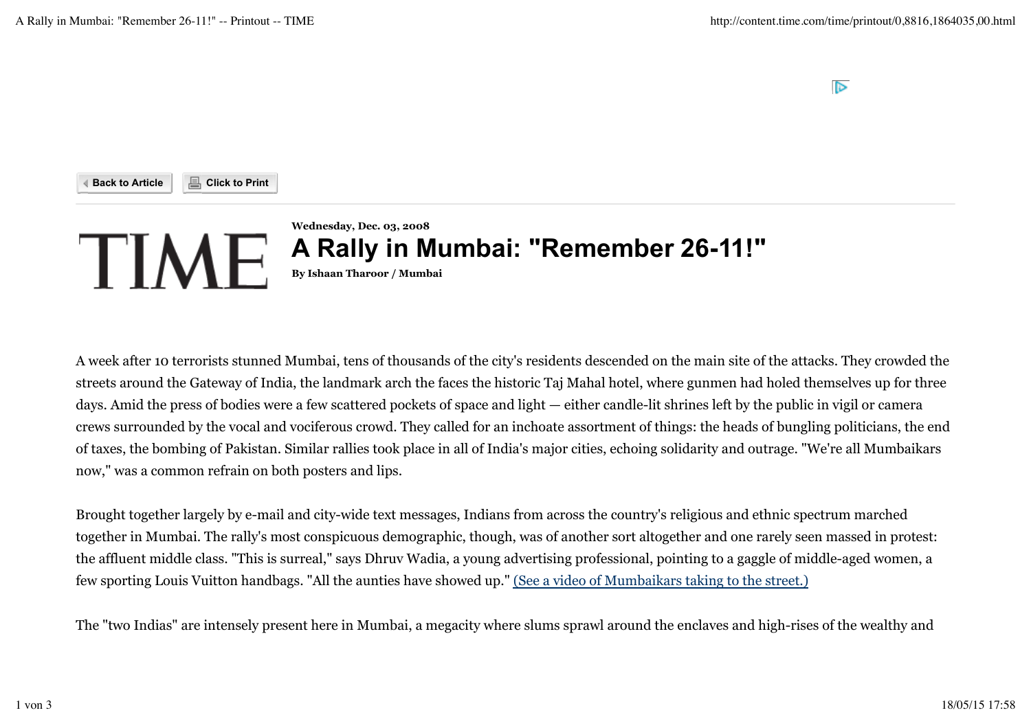**Wednesday, Dec. 03, 2008**

# A Rally in Mumbai: "Remember 26-11!"

**By Ishaan Tharoor / Mumbai**

A week after 10 terrorists stunned Mumbai, tens of thousands of the city's residents descended on the main site of the attacks. They crowded the streets around the Gateway of India, the landmark arch the faces the historic Taj Mahal hotel, where gunmen had holed themselves up for three days. Amid the press of bodies were a few scattered pockets of space and light — either candle-lit shrines left by the public in vigil or camera crews surrounded by the vocal and vociferous crowd. They called for an inchoate assortment of things: the heads of bungling politicians, the end of taxes, the bombing of Pakistan. Similar rallies took place in all of India's major cities, echoing solidarity and outrage. "We're all Mumbaikars now," was a common refrain on both posters and lips.

Brought together largely by e-mail and city-wide text messages, Indians from across the country's religious and ethnic spectrum marched together in Mumbai. The rally's most conspicuous demographic, though, was of another sort altogether and one rarely seen massed in protest: the affluent middle class. "This is surreal," says Dhruv Wadia, a young advertising professional, pointing to a gaggle of middle-aged women, a few sporting Louis Vuitton handbags. "All the aunties have showed up." (See a video of Mumbaikars taking to the street.)

The "two Indias" are intensely present here in Mumbai, a megacity where slums sprawl around the enclaves and high-rises of the wealthy and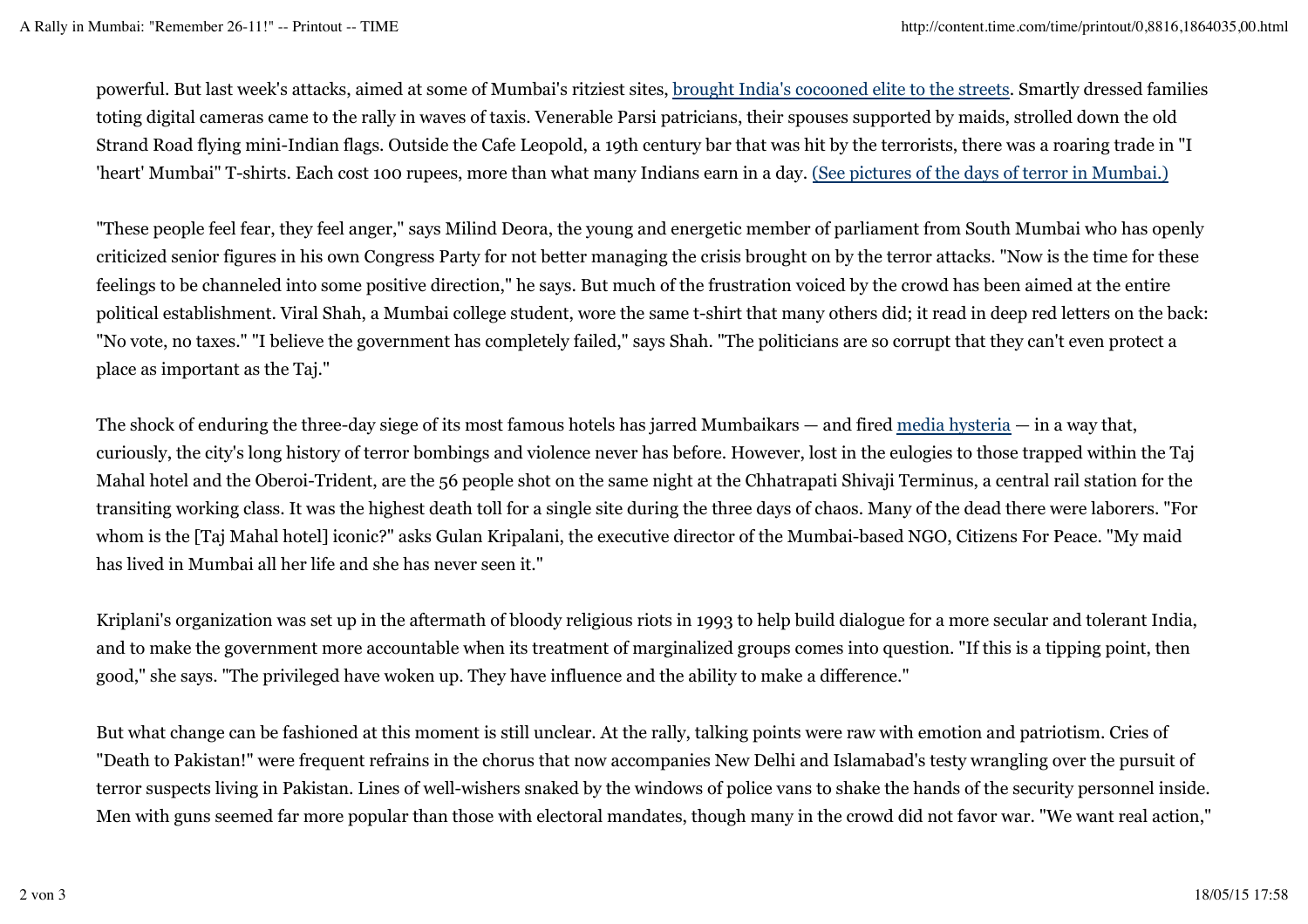powerful. But last week's attacks, aimed at some of Mumbai's ritziest sites, brought India's cocooned elite to the streets. Smartly dressed families toting digital cameras came to the rally in waves of taxis. Venerable Parsi patricians, their spouses supported by maids, strolled down the old Strand Road flying mini-Indian flags. Outside the Cafe Leopold, a 19th century bar that was hit by the terrorists, there was a roaring trade in "I 'heart' Mumbai" T-shirts. Each cost 100 rupees, more than what many Indians earn in a day. (See pictures of the days of terror in Mumbai.)

"These people feel fear, they feel anger," says Milind Deora, the young and energetic member of parliament from South Mumbai who has openly criticized senior figures in his own Congress Party for not better managing the crisis brought on by the terror attacks. "Now is the time for these feelings to be channeled into some positive direction," he says. But much of the frustration voiced by the crowd has been aimed at the entire political establishment. Viral Shah, a Mumbai college student, wore the same t-shirt that many others did; it read in deep red letters on the back: "No vote, no taxes." "I believe the government has completely failed," says Shah. "The politicians are so corrupt that they can't even protect a place as important as the Taj."

The shock of enduring the three-day siege of its most famous hotels has jarred Mumbaikars — and fired media hysteria — in a way that, curiously, the city's long history of terror bombings and violence never has before. However, lost in the eulogies to those trapped within the Taj Mahal hotel and the Oberoi-Trident, are the 56 people shot on the same night at the Chhatrapati Shivaji Terminus, a central rail station for the transiting working class. It was the highest death toll for a single site during the three days of chaos. Many of the dead there were laborers. "For whom is the [Taj Mahal hotel] iconic?" asks Gulan Kripalani, the executive director of the Mumbai-based NGO, Citizens For Peace. "My maid has lived in Mumbai all her life and she has never seen it."

Kriplani's organization was set up in the aftermath of bloody religious riots in 1993 to help build dialogue for a more secular and tolerant India, and to make the government more accountable when its treatment of marginalized groups comes into question. "If this is a tipping point, then good," she says. "The privileged have woken up. They have influence and the ability to make a difference."

But what change can be fashioned at this moment is still unclear. At the rally, talking points were raw with emotion and patriotism. Cries of "Death to Pakistan!" were frequent refrains in the chorus that now accompanies New Delhi and Islamabad's testy wrangling over the pursuit of terror suspects living in Pakistan. Lines of well-wishers snaked by the windows of police vans to shake the hands of the security personnel inside. Men with guns seemed far more popular than those with electoral mandates, though many in the crowd did not favor war. "We want real action,"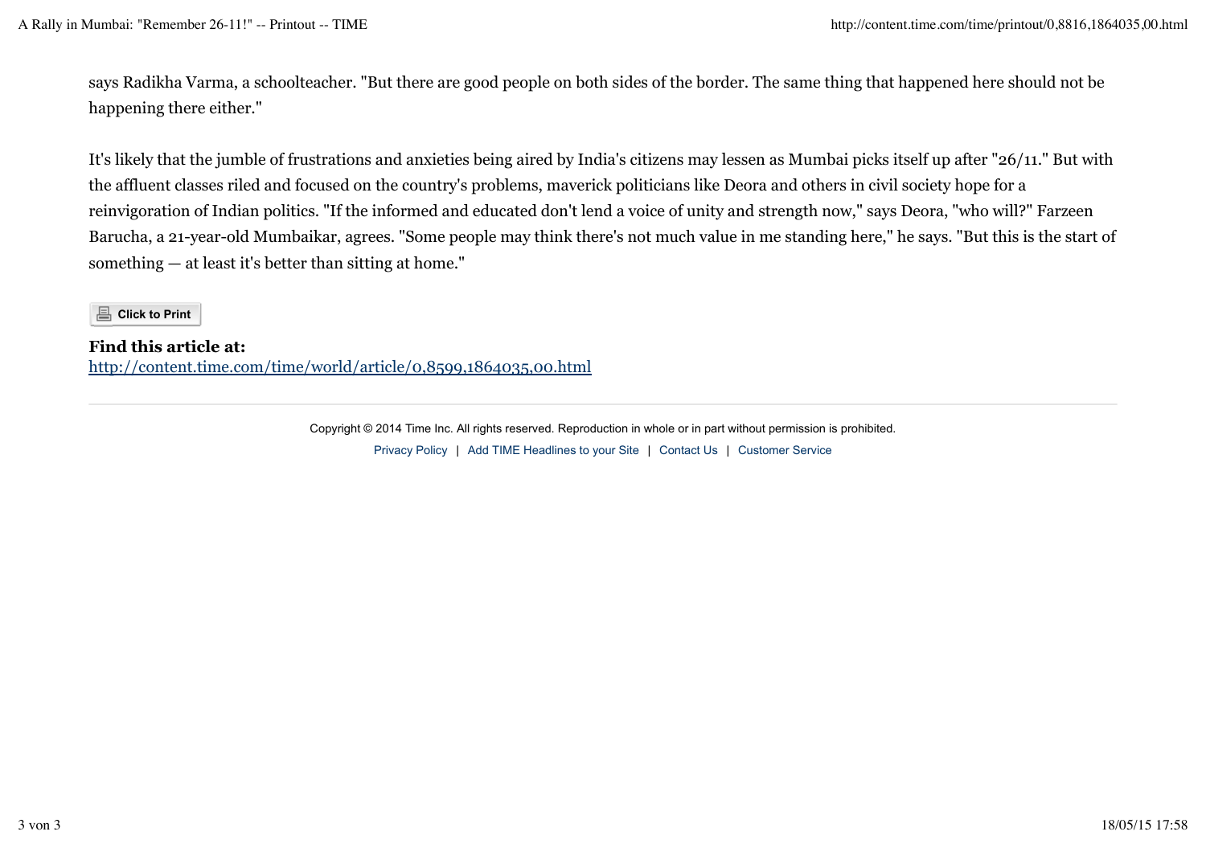says Radikha Varma, a schoolteacher. "But there are good people on both sides of the border. The same thing that happened here should not be happening there either."

It's likely that the jumble of frustrations and anxieties being aired by India's citizens may lessen as Mumbai picks itself up after "26/11." But with the affluent classes riled and focused on the country's problems, maverick politicians like Deora and others in civil society hope for a reinvigoration of Indian politics. "If the informed and educated don't lend a voice of unity and strength now," says Deora, "who will?" Farzeen Barucha, a 21-year-old Mumbaikar, agrees. "Some people may think there's not much value in me standing here," he says. "But this is the start of something — at least it's better than sitting at home."

Click to Print

**Find this article at:**
http://content.time.com/time/world/article/0,8599,1864035,00.html

Copyright © 2014 Time Inc. All rights reserved. Reproduction in whole or in part without permission is prohibited.

Privacy Policy | Add TIME Headlines to your Site | Contact Us | Customer Service